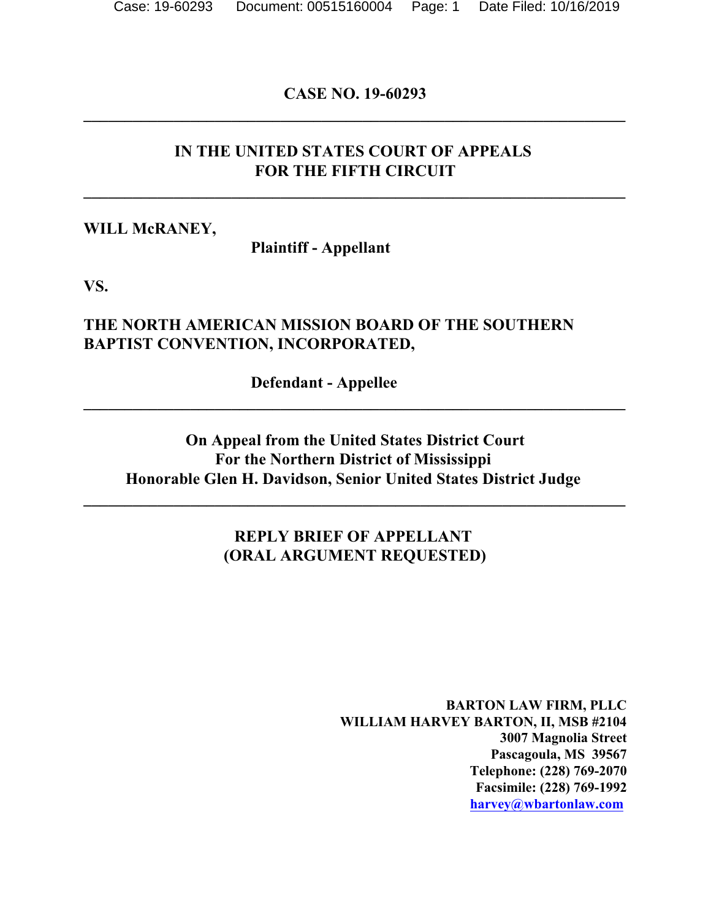**CASE NO. 19-60293**

---

**IN THE UNITED STATES COURT OF APPEALS**
**FOR THE FIFTH CIRCUIT**

---

**WILL McRANEY,**

**Plaintiff - Appellant**

**VS.**

**THE NORTH AMERICAN MISSION BOARD OF THE SOUTHERN BAPTIST CONVENTION, INCORPORATED,**

**Defendant - Appellee**

---

**On Appeal from the United States District Court**
**For the Northern District of Mississippi**
**Honorable Glen H. Davidson, Senior United States District Judge**

---

**REPLY BRIEF OF APPELLANT**
**(ORAL ARGUMENT REQUESTED)**

**BARTON LAW FIRM, PLLC**
**WILLIAM HARVEY BARTON, II, MSB #2104**
**3007 Magnolia Street**
**Pascagoula, MS 39567**
**Telephone: (228) 769-2070**
**Facsimile: (228) 769-1992**
**harvey@wbartonlaw.com**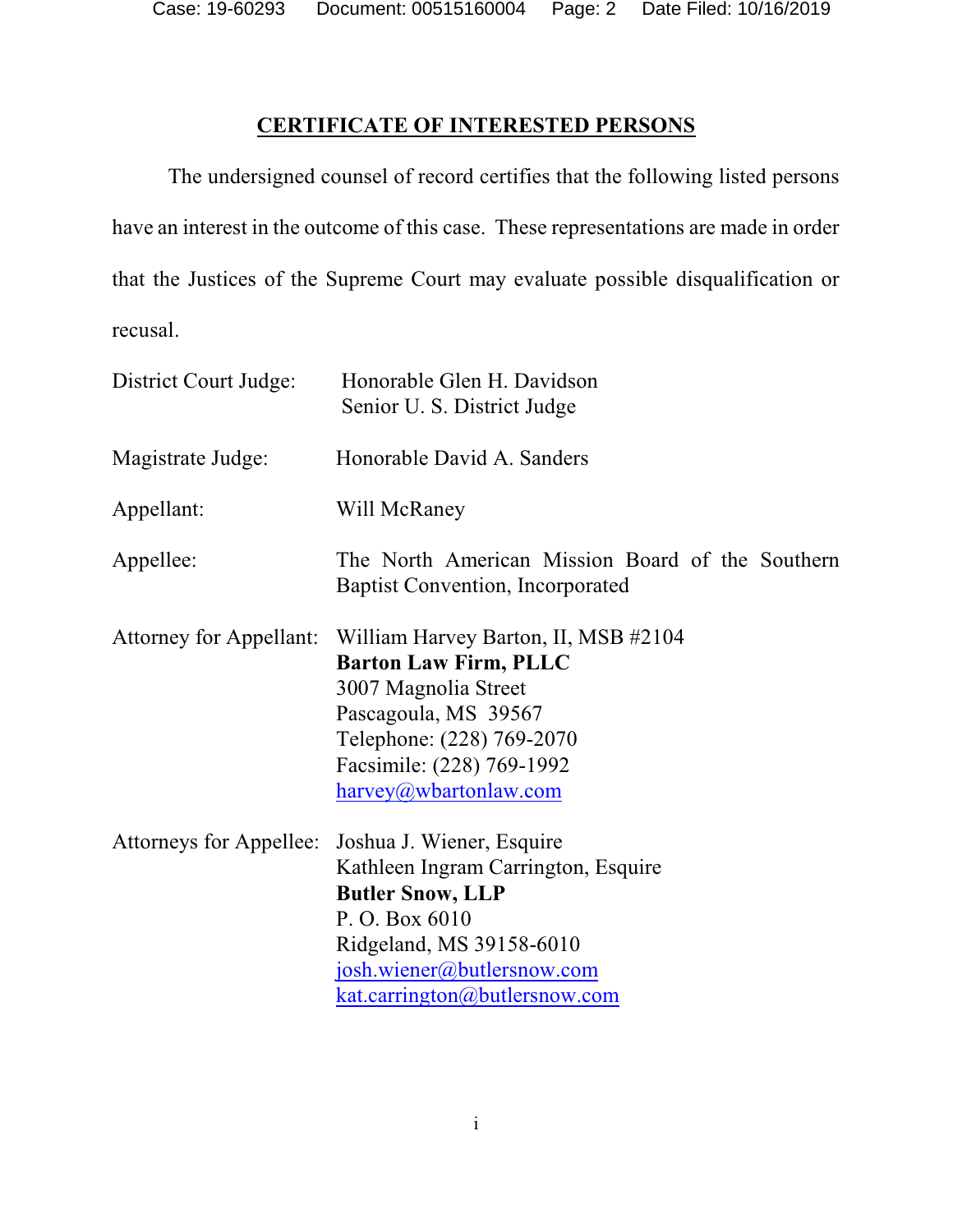## CERTIFICATE OF INTERESTED PERSONS

The undersigned counsel of record certifies that the following listed persons have an interest in the outcome of this case. These representations are made in order that the Justices of the Supreme Court may evaluate possible disqualification or recusal.

| | |
|---|---|
| District Court Judge: | Honorable Glen H. Davidson<br>Senior U. S. District Judge |
| Magistrate Judge: | Honorable David A. Sanders |
| Appellant: | Will McRaney |
| Appellee: | The North American Mission Board of the Southern Baptist Convention, Incorporated |
| Attorney for Appellant: | William Harvey Barton, II, MSB #2104<br>**Barton Law Firm, PLLC**<br>3007 Magnolia Street<br>Pascagoula, MS 39567<br>Telephone: (228) 769-2070<br>Facsimile: (228) 769-1992<br>harvey@wbartonlaw.com |
| Attorneys for Appellee: | Joshua J. Wiener, Esquire<br>Kathleen Ingram Carrington, Esquire<br>**Butler Snow, LLP**<br>P. O. Box 6010<br>Ridgeland, MS 39158-6010<br>josh.wiener@butlersnow.com<br>kat.carrington@butlersnow.com |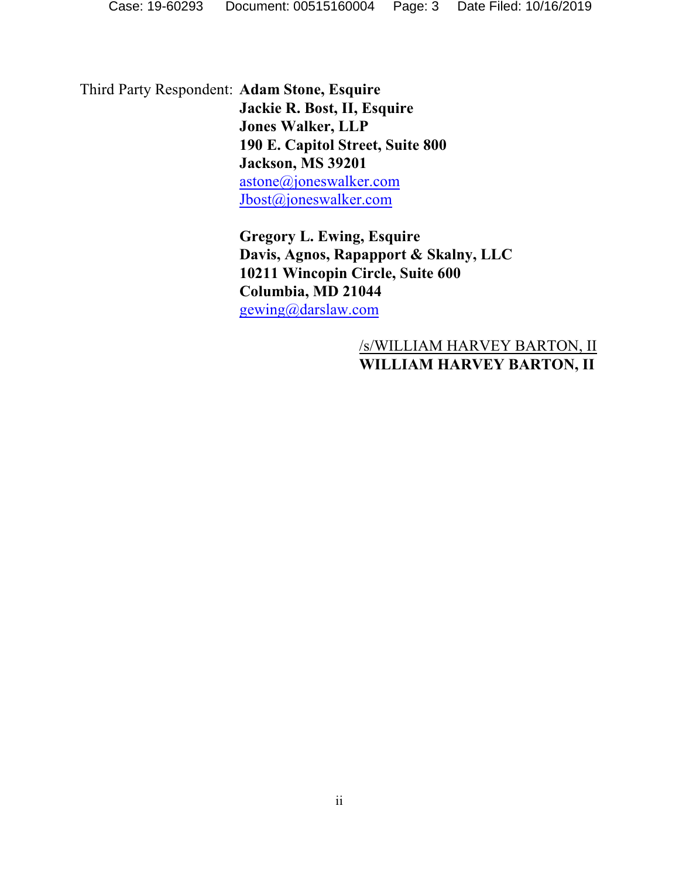Third Party Respondent: **Adam Stone, Esquire**
**Jackie R. Bost, II, Esquire**
**Jones Walker, LLP**
**190 E. Capitol Street, Suite 800**
**Jackson, MS 39201**
astone@joneswalker.com
Jbost@joneswalker.com

**Gregory L. Ewing, Esquire**
**Davis, Agnos, Rapappport & Skalny, LLC**
**10211 Wincopin Circle, Suite 600**
**Columbia, MD 21044**
gewing@darslaw.com

/s/WILLIAM HARVEY BARTON, II
**WILLIAM HARVEY BARTON, II**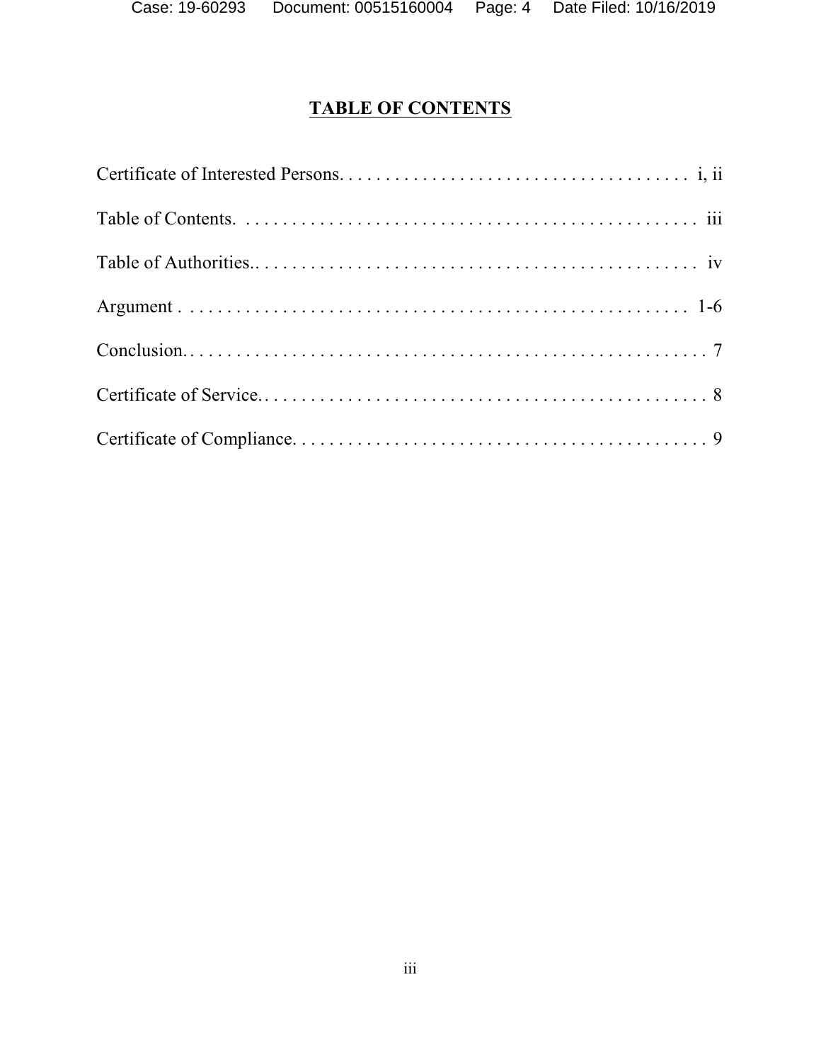# TABLE OF CONTENTS

| | |
|---|---|
| Certificate of Interested Persons | i, ii |
| Table of Contents | iii |
| Table of Authorities | iv |
| Argument | 1-6 |
| Conclusion | 7 |
| Certificate of Service | 8 |
| Certificate of Compliance | 9 |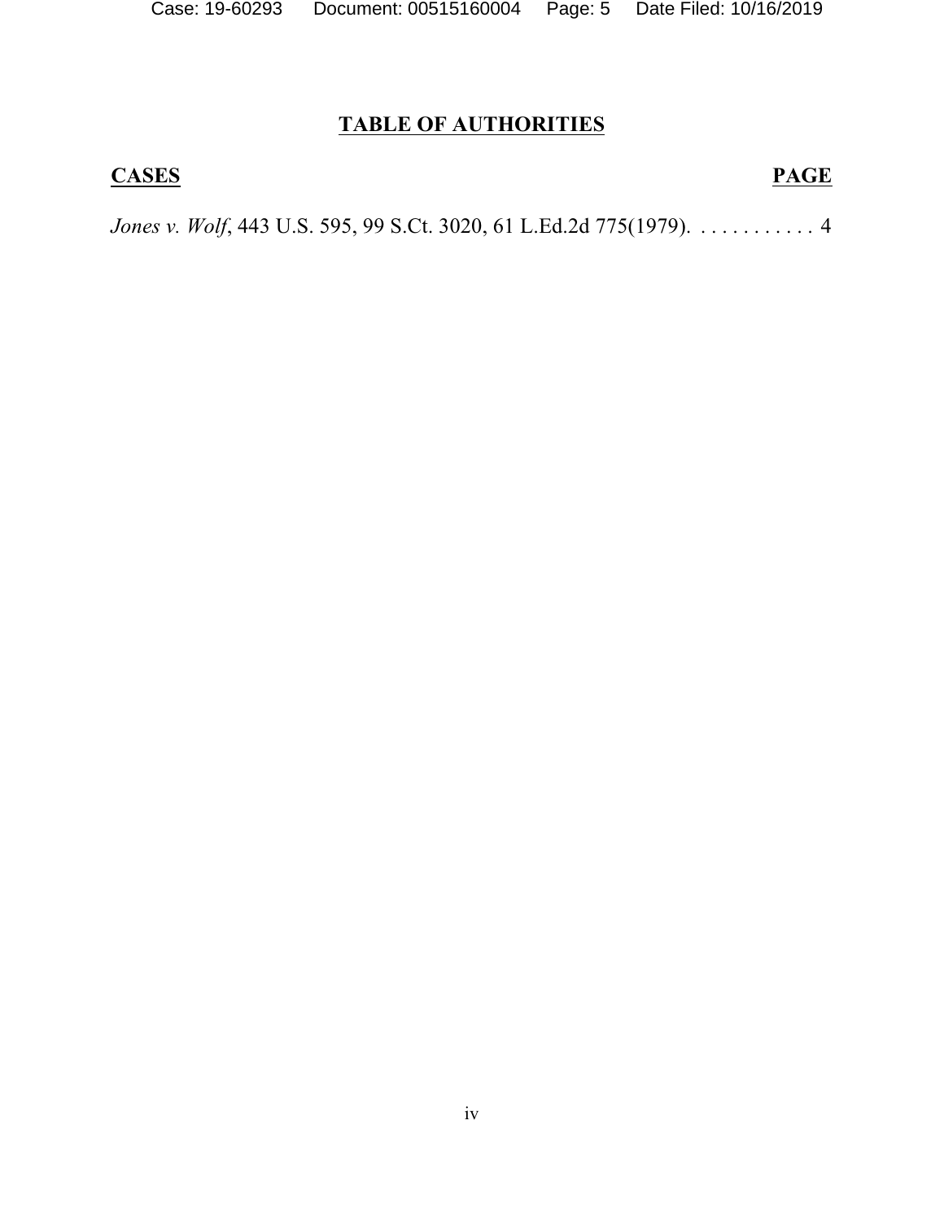# TABLE OF AUTHORITIES

| CASES | PAGE |
| --- | --- |
| *Jones v. Wolf*, 443 U.S. 595, 99 S.Ct. 3020, 61 L.Ed.2d 775(1979). | 4 |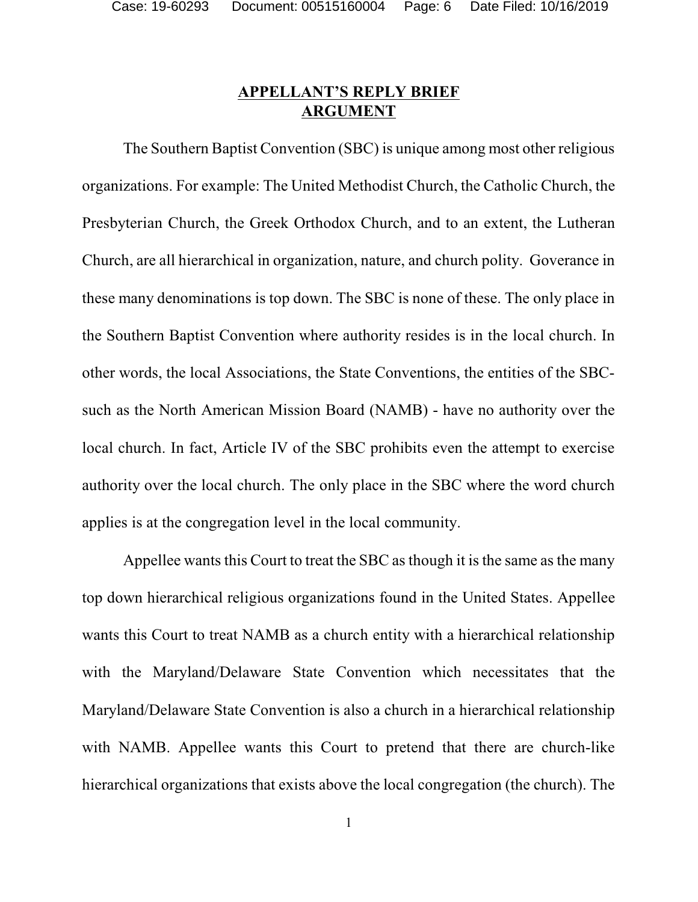## APPELLANT'S REPLY BRIEF
## ARGUMENT

The Southern Baptist Convention (SBC) is unique among most other religious organizations. For example: The United Methodist Church, the Catholic Church, the Presbyterian Church, the Greek Orthodox Church, and to an extent, the Lutheran Church, are all hierarchical in organization, nature, and church polity. Goverance in these many denominations is top down. The SBC is none of these. The only place in the Southern Baptist Convention where authority resides is in the local church. In other words, the local Associations, the State Conventions, the entities of the SBC- such as the North American Mission Board (NAMB) - have no authority over the local church. In fact, Article IV of the SBC prohibits even the attempt to exercise authority over the local church. The only place in the SBC where the word church applies is at the congregation level in the local community.

Appellee wants this Court to treat the SBC as though it is the same as the many top down hierarchical religious organizations found in the United States. Appellee wants this Court to treat NAMB as a church entity with a hierarchical relationship with the Maryland/Delaware State Convention which necessitates that the Maryland/Delaware State Convention is also a church in a hierarchical relationship with NAMB. Appellee wants this Court to pretend that there are church-like hierarchical organizations that exists above the local congregation (the church). The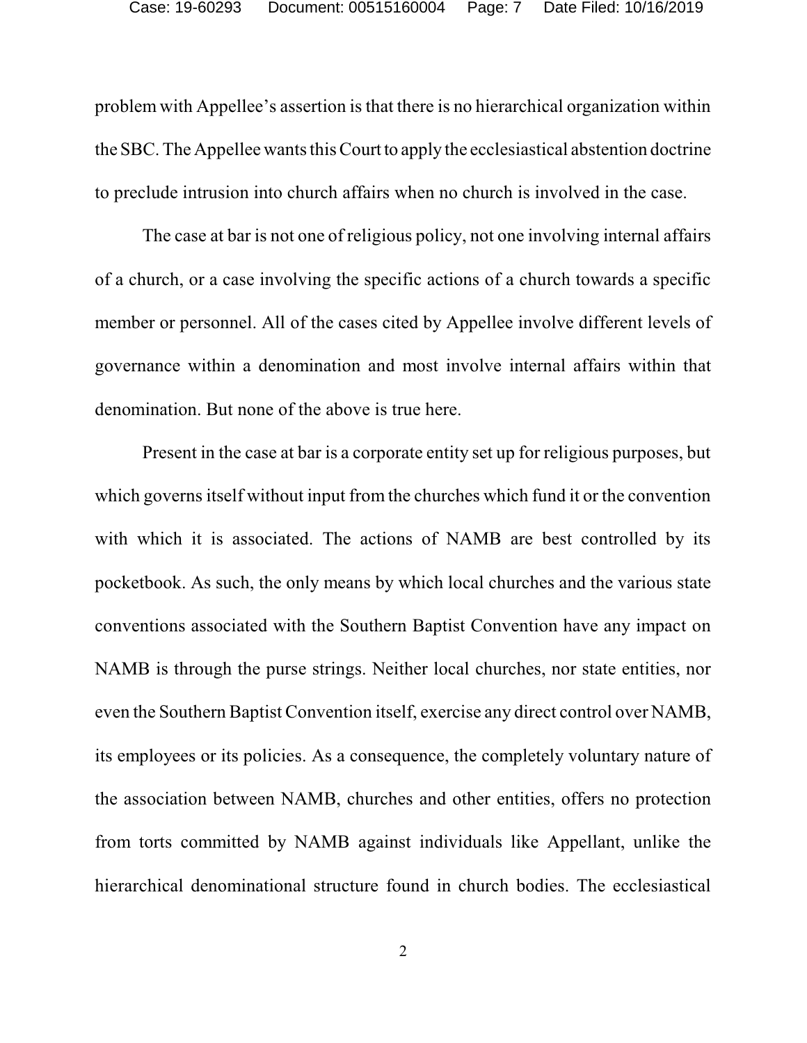problem with Appellee's assertion is that there is no hierarchical organization within the SBC. The Appellee wants this Court to apply the ecclesiastical abstention doctrine to preclude intrusion into church affairs when no church is involved in the case.

The case at bar is not one of religious policy, not one involving internal affairs of a church, or a case involving the specific actions of a church towards a specific member or personnel. All of the cases cited by Appellee involve different levels of governance within a denomination and most involve internal affairs within that denomination. But none of the above is true here.

Present in the case at bar is a corporate entity set up for religious purposes, but which governs itself without input from the churches which fund it or the convention with which it is associated. The actions of NAMB are best controlled by its pocketbook. As such, the only means by which local churches and the various state conventions associated with the Southern Baptist Convention have any impact on NAMB is through the purse strings. Neither local churches, nor state entities, nor even the Southern Baptist Convention itself, exercise any direct control over NAMB, its employees or its policies. As a consequence, the completely voluntary nature of the association between NAMB, churches and other entities, offers no protection from torts committed by NAMB against individuals like Appellant, unlike the hierarchical denominational structure found in church bodies. The ecclesiastical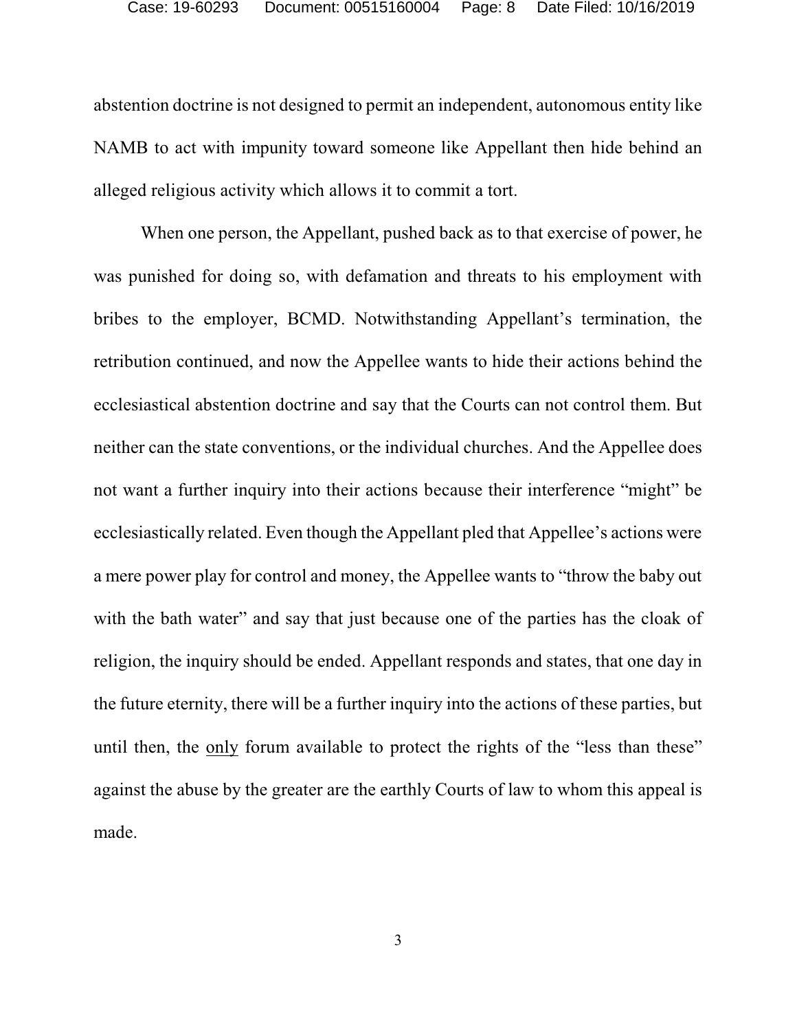abstention doctrine is not designed to permit an independent, autonomous entity like NAMB to act with impunity toward someone like Appellant then hide behind an alleged religious activity which allows it to commit a tort.

When one person, the Appellant, pushed back as to that exercise of power, he was punished for doing so, with defamation and threats to his employment with bribes to the employer, BCMD. Notwithstanding Appellant's termination, the retribution continued, and now the Appellee wants to hide their actions behind the ecclesiastical abstention doctrine and say that the Courts can not control them. But neither can the state conventions, or the individual churches. And the Appellee does not want a further inquiry into their actions because their interference "might" be ecclesiastically related. Even though the Appellant pled that Appellee's actions were a mere power play for control and money, the Appellee wants to "throw the baby out with the bath water" and say that just because one of the parties has the cloak of religion, the inquiry should be ended. Appellant responds and states, that one day in the future eternity, there will be a further inquiry into the actions of these parties, but until then, the <u>only</u> forum available to protect the rights of the "less than these" against the abuse by the greater are the earthly Courts of law to whom this appeal is made.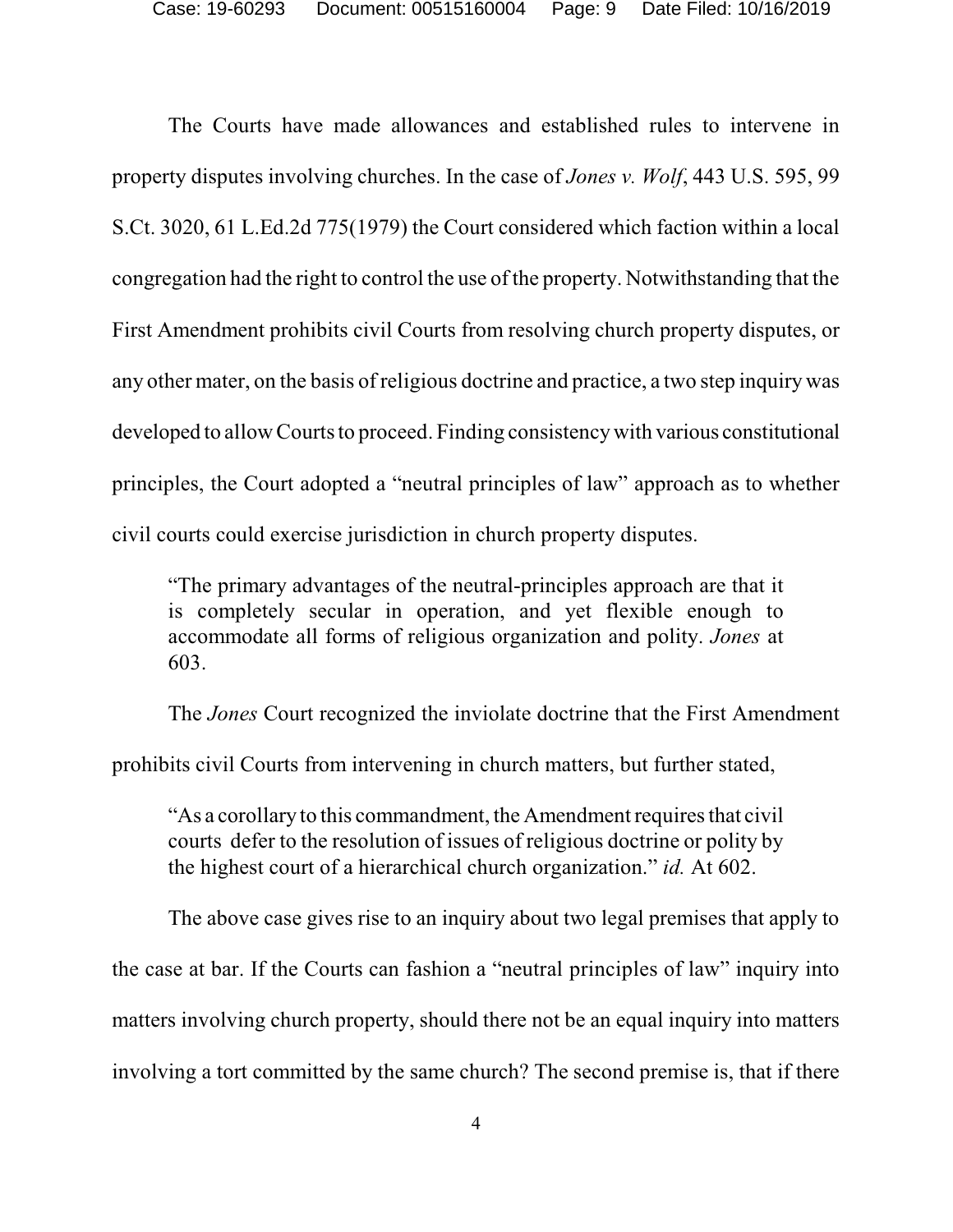The Courts have made allowances and established rules to intervene in property disputes involving churches. In the case of *Jones v. Wolf*, 443 U.S. 595, 99 S.Ct. 3020, 61 L.Ed.2d 775(1979) the Court considered which faction within a local congregation had the right to control the use of the property. Notwithstanding that the First Amendment prohibits civil Courts from resolving church property disputes, or any other mater, on the basis of religious doctrine and practice, a two step inquiry was developed to allow Courts to proceed. Finding consistency with various constitutional principles, the Court adopted a "neutral principles of law" approach as to whether civil courts could exercise jurisdiction in church property disputes.

> "The primary advantages of the neutral-principles approach are that it is completely secular in operation, and yet flexible enough to accommodate all forms of religious organization and polity. *Jones* at 603.

The *Jones* Court recognized the inviolate doctrine that the First Amendment prohibits civil Courts from intervening in church matters, but further stated,

> "As a corollary to this commandment, the Amendment requires that civil courts defer to the resolution of issues of religious doctrine or polity by the highest court of a hierarchical church organization." *id.* At 602.

The above case gives rise to an inquiry about two legal premises that apply to the case at bar. If the Courts can fashion a "neutral principles of law" inquiry into matters involving church property, should there not be an equal inquiry into matters involving a tort committed by the same church? The second premise is, that if there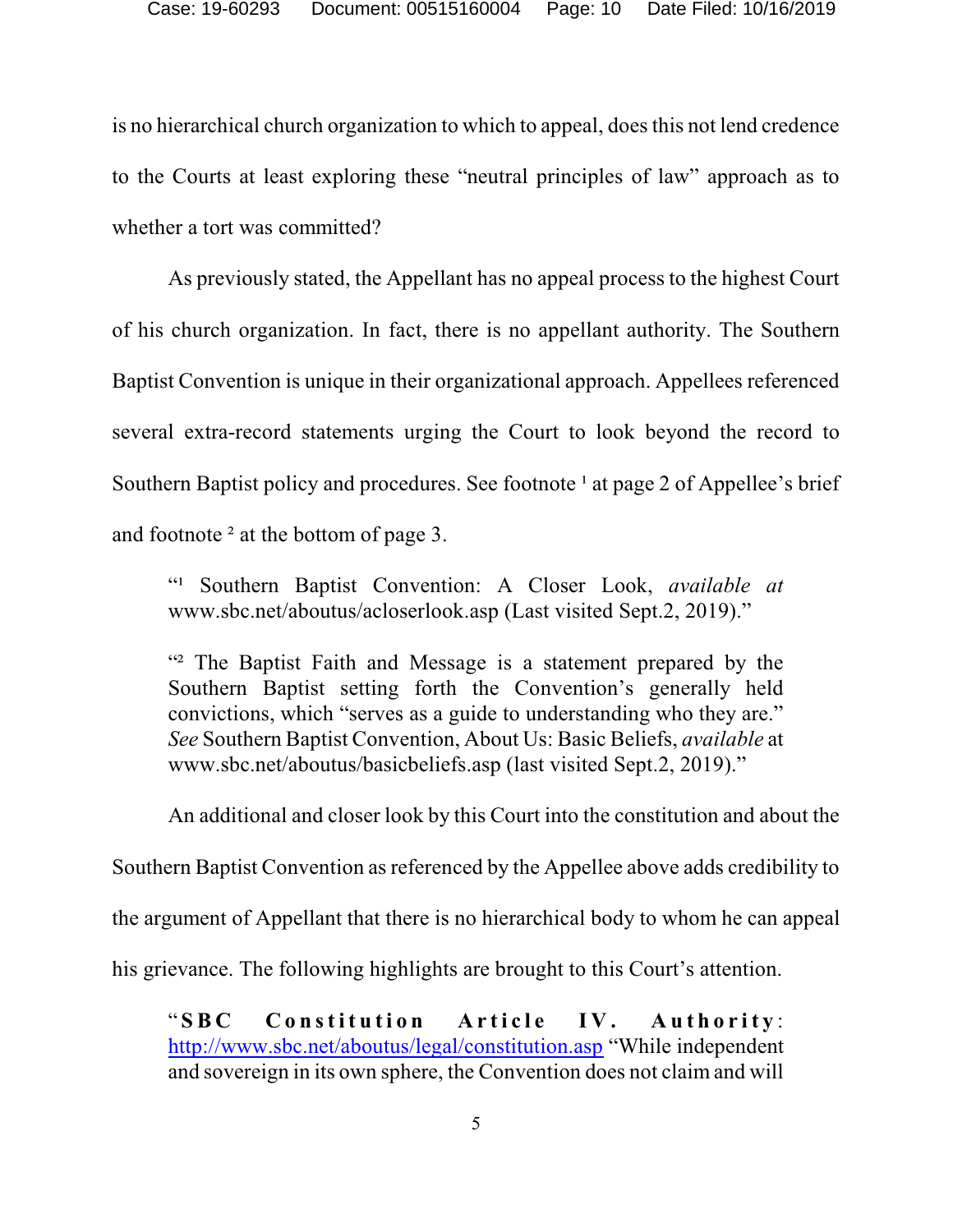is no hierarchical church organization to which to appeal, does this not lend credence to the Courts at least exploring these "neutral principles of law" approach as to whether a tort was committed?

As previously stated, the Appellant has no appeal process to the highest Court of his church organization. In fact, there is no appellant authority. The Southern Baptist Convention is unique in their organizational approach. Appellees referenced several extra-record statements urging the Court to look beyond the record to Southern Baptist policy and procedures. See footnote [1] at page 2 of Appellee's brief and footnote [2] at the bottom of page 3.

> "[1] Southern Baptist Convention: A Closer Look, *available at* www.sbc.net/aboutus/acloserlook.asp (Last visited Sept.2, 2019)."

> "[2] The Baptist Faith and Message is a statement prepared by the Southern Baptist setting forth the Convention's generally held convictions, which "serves as a guide to understanding who they are." *See* Southern Baptist Convention, About Us: Basic Beliefs, *available* at www.sbc.net/aboutus/basicbeliefs.asp (last visited Sept.2, 2019)."

An additional and closer look by this Court into the constitution and about the Southern Baptist Convention as referenced by the Appellee above adds credibility to the argument of Appellant that there is no hierarchical body to whom he can appeal his grievance. The following highlights are brought to this Court's attention.

> "**SBC Constitution Article IV. Authority**: http://www.sbc.net/aboutus/legal/constitution.asp "While independent and sovereign in its own sphere, the Convention does not claim and will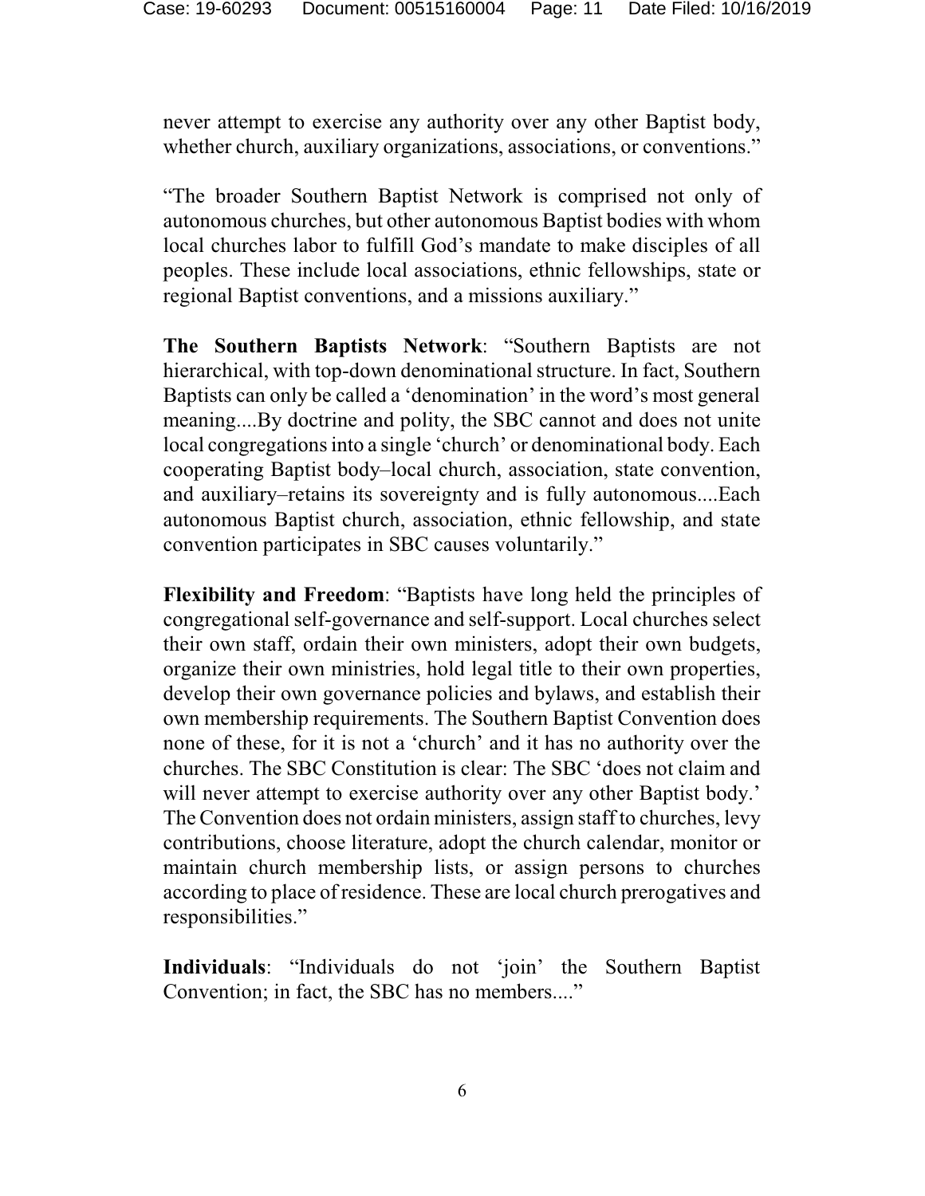never attempt to exercise any authority over any other Baptist body, whether church, auxiliary organizations, associations, or conventions."

"The broader Southern Baptist Network is comprised not only of autonomous churches, but other autonomous Baptist bodies with whom local churches labor to fulfill God's mandate to make disciples of all peoples. These include local associations, ethnic fellowships, state or regional Baptist conventions, and a missions auxiliary."

**The Southern Baptists Network**: "Southern Baptists are not hierarchical, with top-down denominational structure. In fact, Southern Baptists can only be called a 'denomination' in the word's most general meaning....By doctrine and polity, the SBC cannot and does not unite local congregations into a single 'church' or denominational body. Each cooperating Baptist body–local church, association, state convention, and auxiliary–retains its sovereignty and is fully autonomous....Each autonomous Baptist church, association, ethnic fellowship, and state convention participates in SBC causes voluntarily."

**Flexibility and Freedom**: "Baptists have long held the principles of congregational self-governance and self-support. Local churches select their own staff, ordain their own ministers, adopt their own budgets, organize their own ministries, hold legal title to their own properties, develop their own governance policies and bylaws, and establish their own membership requirements. The Southern Baptist Convention does none of these, for it is not a 'church' and it has no authority over the churches. The SBC Constitution is clear: The SBC 'does not claim and will never attempt to exercise authority over any other Baptist body.' The Convention does not ordain ministers, assign staff to churches, levy contributions, choose literature, adopt the church calendar, monitor or maintain church membership lists, or assign persons to churches according to place of residence. These are local church prerogatives and responsibilities."

**Individuals**: "Individuals do not 'join' the Southern Baptist Convention; in fact, the SBC has no members...."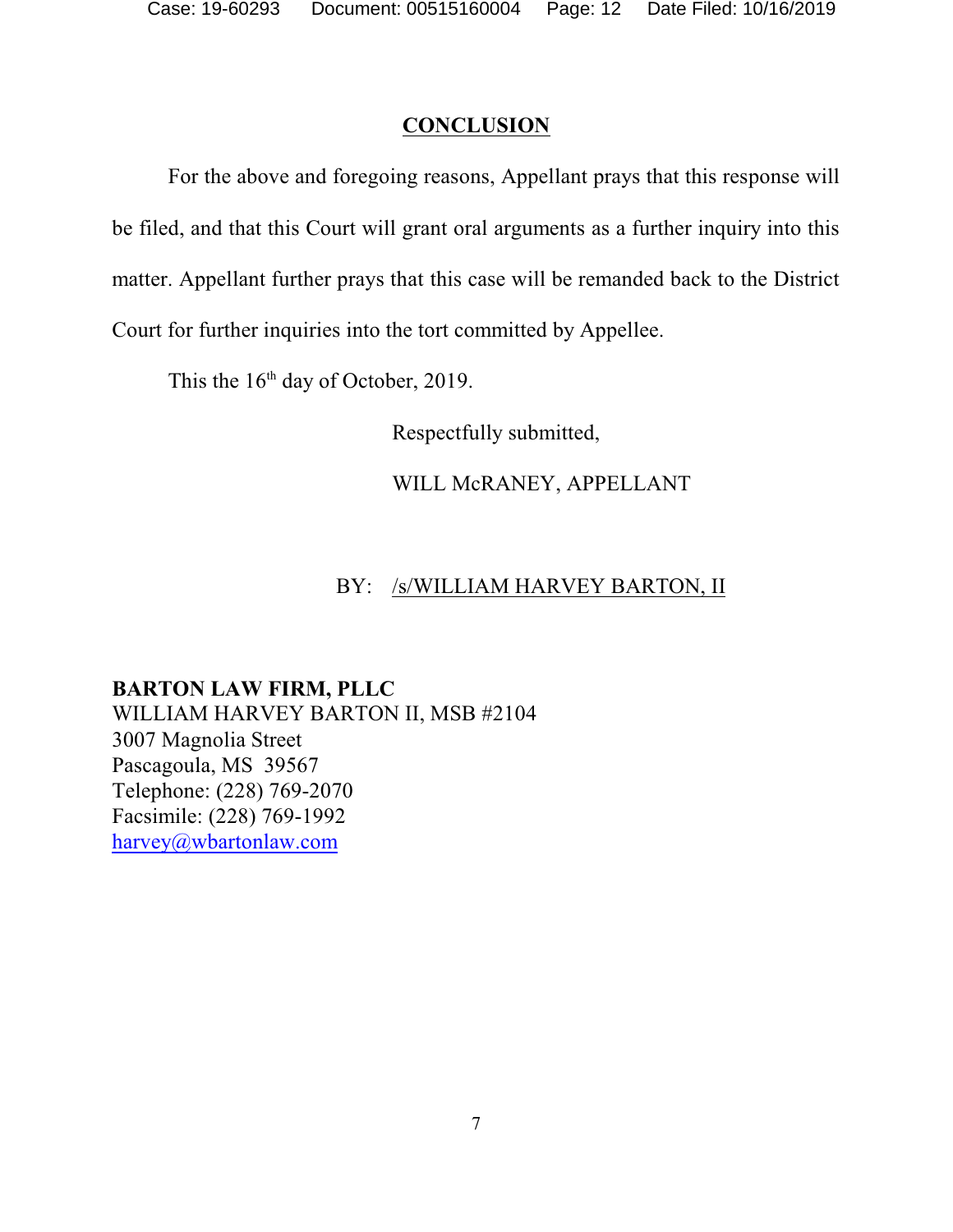## CONCLUSION

For the above and foregoing reasons, Appellant prays that this response will be filed, and that this Court will grant oral arguments as a further inquiry into this matter. Appellant further prays that this case will be remanded back to the District Court for further inquiries into the tort committed by Appellee.

This the 16th day of October, 2019.

Respectfully submitted,

WILL McRANEY, APPELLANT

BY: /s/WILLIAM HARVEY BARTON, II

**BARTON LAW FIRM, PLLC**
WILLIAM HARVEY BARTON II, MSB #2104
3007 Magnolia Street
Pascagoula, MS 39567
Telephone: (228) 769-2070
Facsimile: (228) 769-1992
harvey@wbartonlaw.com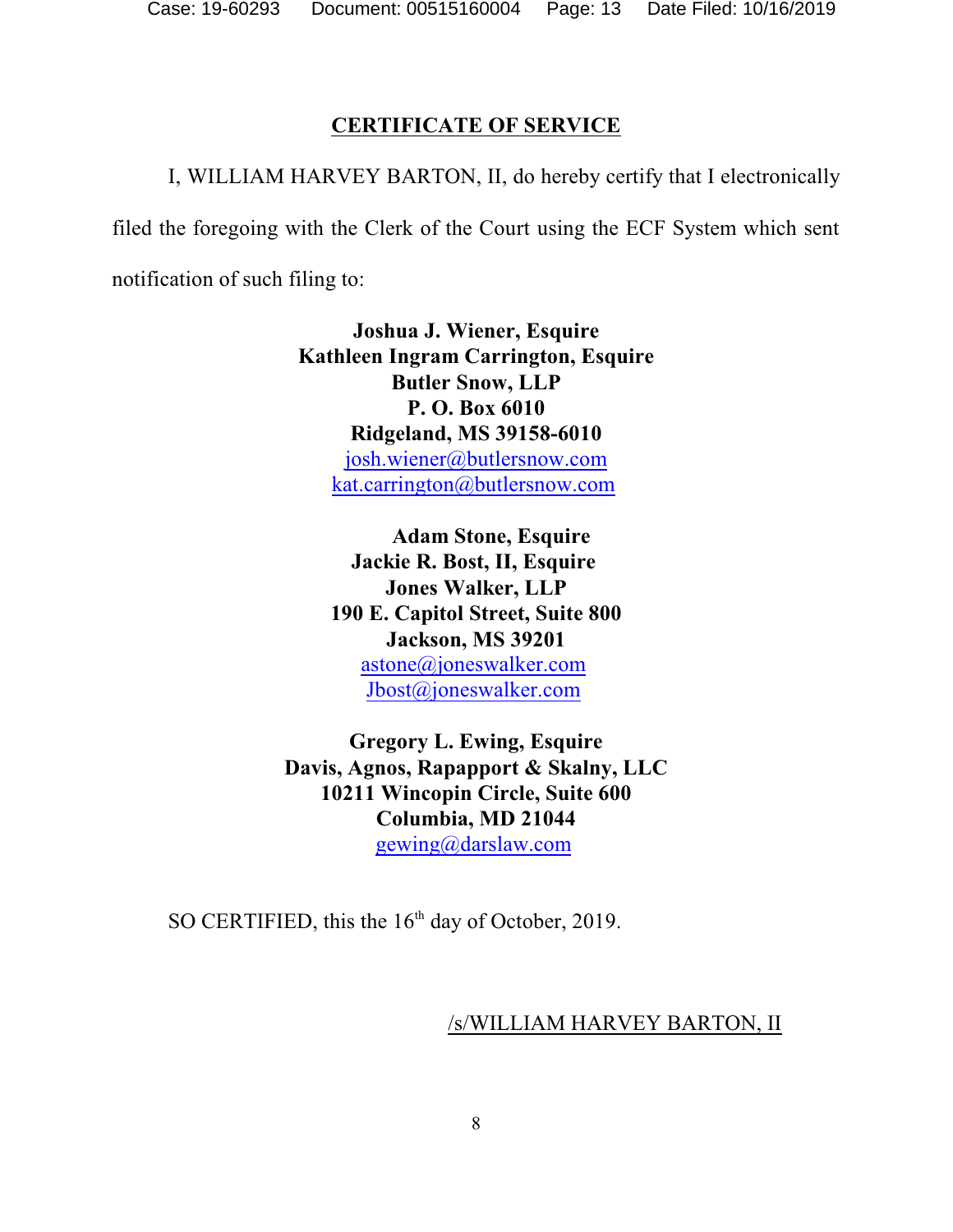## CERTIFICATE OF SERVICE

I, WILLIAM HARVEY BARTON, II, do hereby certify that I electronically filed the foregoing with the Clerk of the Court using the ECF System which sent notification of such filing to:

**Joshua J. Wiener, Esquire**
**Kathleen Ingram Carrington, Esquire**
**Butler Snow, LLP**
**P. O. Box 6010**
**Ridgeland, MS 39158-6010**
josh.wiener@butlersnow.com
kat.carrington@butlersnow.com

**Adam Stone, Esquire**
**Jackie R. Bost, II, Esquire**
**Jones Walker, LLP**
**190 E. Capitol Street, Suite 800**
**Jackson, MS 39201**
astone@joneswalker.com
Jbost@joneswalker.com

**Gregory L. Ewing, Esquire**
**Davis, Agnos, Rapapport & Skalny, LLC**
**10211 Wincopin Circle, Suite 600**
**Columbia, MD 21044**
gewing@darslaw.com

SO CERTIFIED, this the 16th day of October, 2019.

/s/WILLIAM HARVEY BARTON, II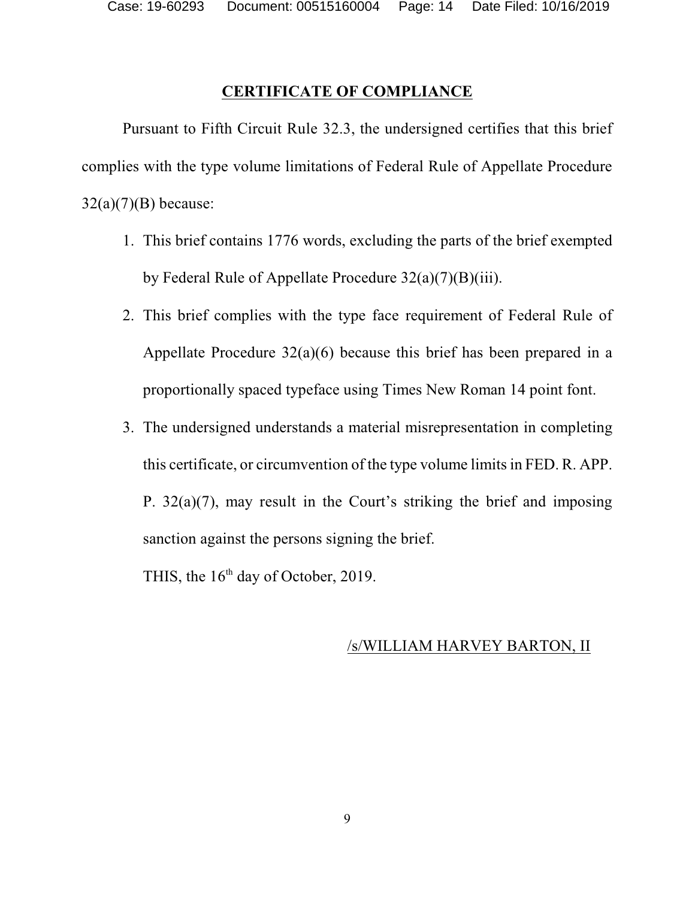## CERTIFICATE OF COMPLIANCE

Pursuant to Fifth Circuit Rule 32.3, the undersigned certifies that this brief complies with the type volume limitations of Federal Rule of Appellate Procedure 32(a)(7)(B) because:

1. This brief contains 1776 words, excluding the parts of the brief exempted by Federal Rule of Appellate Procedure 32(a)(7)(B)(iii).
2. This brief complies with the type face requirement of Federal Rule of Appellate Procedure 32(a)(6) because this brief has been prepared in a proportionally spaced typeface using Times New Roman 14 point font.
3. The undersigned understands a material misrepresentation in completing this certificate, or circumvention of the type volume limits in FED. R. APP. P. 32(a)(7), may result in the Court's striking the brief and imposing sanction against the persons signing the brief.

THIS, the 16th day of October, 2019.

/s/WILLIAM HARVEY BARTON, II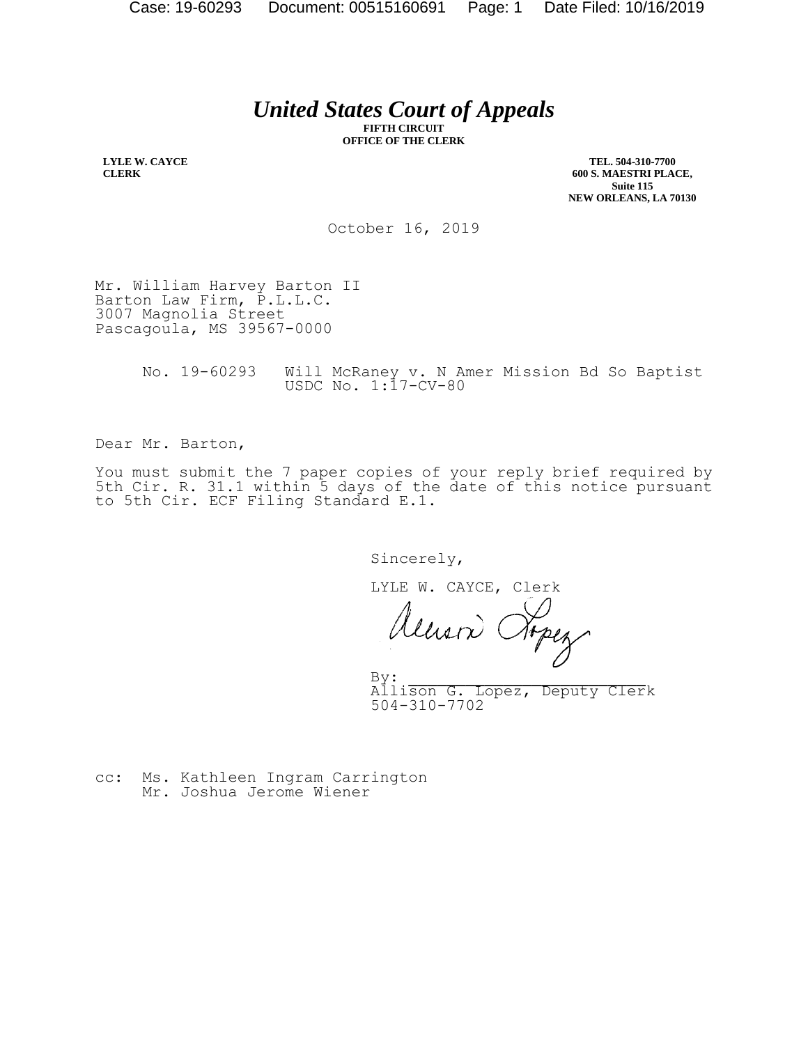# *United States Court of Appeals*

**FIFTH CIRCUIT**
**OFFICE OF THE CLERK**

**LYLE W. CAYCE**
**CLERK**

**TEL. 504-310-7700**
**600 S. MAESTRI PLACE,**
**Suite 115**
**NEW ORLEANS, LA 70130**

October 16, 2019

Mr. William Harvey Barton II
Barton Law Firm, P.L.L.C.
3007 Magnolia Street
Pascagoula, MS 39567-0000

No. 19-60293 Will McRaney v. N Amer Mission Bd So Baptist
USDC No. 1:17-CV-80

Dear Mr. Barton,

You must submit the 7 paper copies of your reply brief required by 5th Cir. R. 31.1 within 5 days of the date of this notice pursuant to 5th Cir. ECF Filing Standard E.1.

Sincerely,

LYLE W. CAYCE, Clerk

By: _______________________
Allison G. Lopez, Deputy Clerk
504-310-7702

cc: Ms. Kathleen Ingram Carrington
Mr. Joshua Jerome Wiener